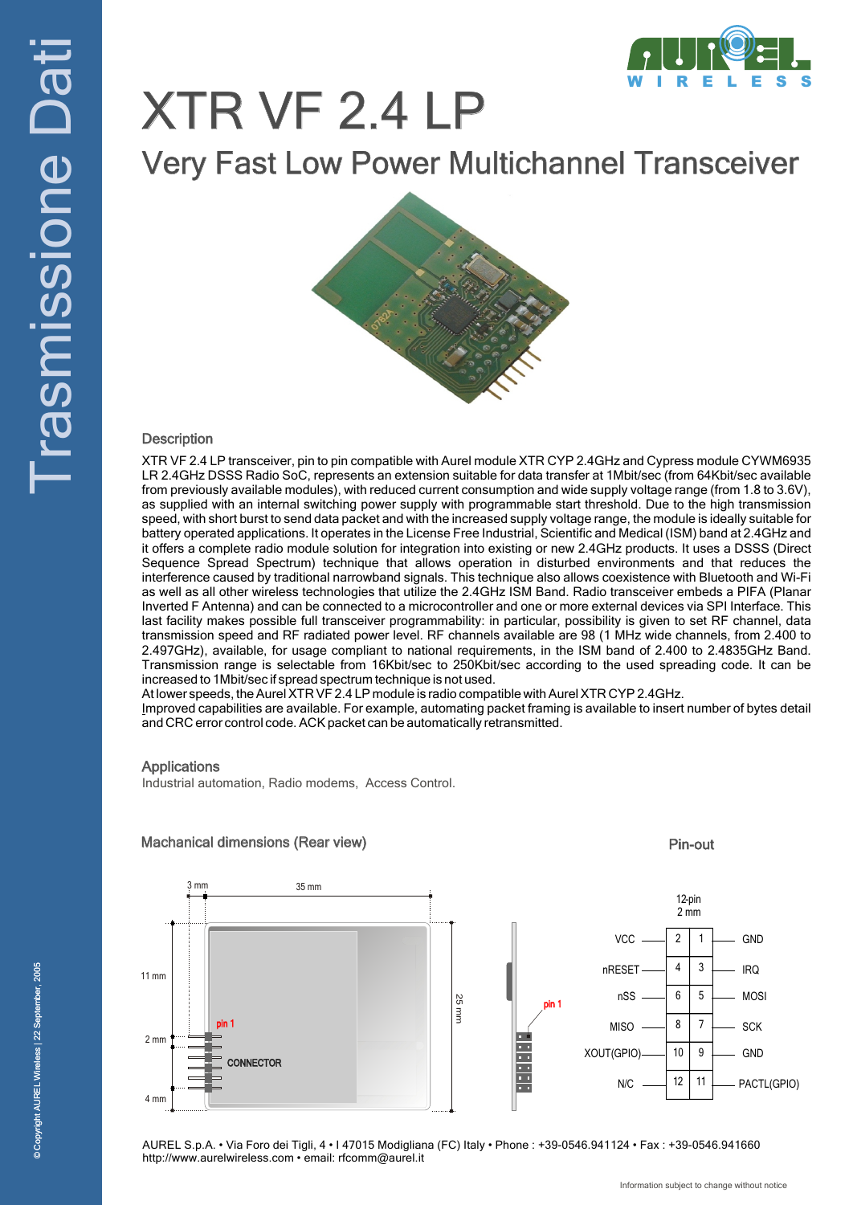# XTR VF 2.4 LP

## Very Fast Low Power Multichannel Transceiver

### Description

XTR VF 2.4 LP transceiver, pin to pin compatible with Aurel module XTR CYP 2.4GHz and Cypress module CYWM6935 LR 2.4GHz DSSS Radio SoC, represents an extension suitable for data transfer at 1Mbit/sec (from 64Kbit/sec available from previously available modules), with reduced current consumption and wide supply voltage range (from 1.8 to 3.6V), as supplied with an internal switching power supply with programmable start threshold. Due to the high transmission speed, with short burst to send data packet and with the increased supply voltage range, the module is ideally suitable for battery operated applications. It operates in the License Free Industrial, Scientific and Medical (ISM) band at 2.4GHz and it offers a complete radio module solution for integration into existing or new 2.4GHz products. It uses a DSSS (Direct Sequence Spread Spectrum) technique that allows operation in disturbed environments and that reduces the interference caused by traditional narrowband signals. This technique also allows coexistence with Bluetooth and Wi-Fi as well as all other wireless technologies that utilize the 2.4GHz ISM Band. Radio transceiver embeds a PIFA (Planar Inverted F Antenna) and can be connected to a microcontroller and one or more external devices via SPI Interface. This last facility makes possible full transceiver programmability: in particular, possibility is given to set RF channel, data transmission speed and RF radiated power level. RF channels available are 98 (1 MHz wide channels, from 2.400 to 2.497GHz), available, for usage compliant to national requirements, in the ISM band of 2.400 to 2.4835GHz Band. Transmission range is selectable from 16Kbit/sec to 250Kbit/sec according to the used spreading code. It can be increased to 1Mbit/sec if spread spectrum technique is not used.

At lower speeds, the Aurel XTR VF 2.4 LP module is radio compatible with Aurel XTR CYP 2.4GHz.

Improved capabilities are available. For example, automating packet framing is available to insert number of bytes detail and CRC error control code. ACK packet can be automatically retransmitted.

### Applications

Industrial automation, Radio modems, Access Control.

### Machanical dimensions (Rear view)

3 mm, 35 mm, 11 mm, 2 mm, 4 mm, 25 mm; pin 1; CONNECTOR

### Pin-out

12-pin, 2 mm

| Signal | Pin | Pin | Signal |
|---|---|---|---|
| VCC | 2 | 1 | GND |
| nRESET | 4 | 3 | IRQ |
| nSS | 6 | 5 | MOSI |
| MISO | 8 | 7 | SCK |
| XOUT(GPIO) | 10 | 9 | GND |
| N/C | 12 | 11 | PACTL(GPIO) |

AUREL S.p.A. • Via Foro dei Tigli, 4 • I 47015 Modigliana (FC) Italy • Phone : +39-0546.941124 • Fax : +39-0546.941660
http://www.aurelwireless.com • email: rfcomm@aurel.it

Information subject to change without notice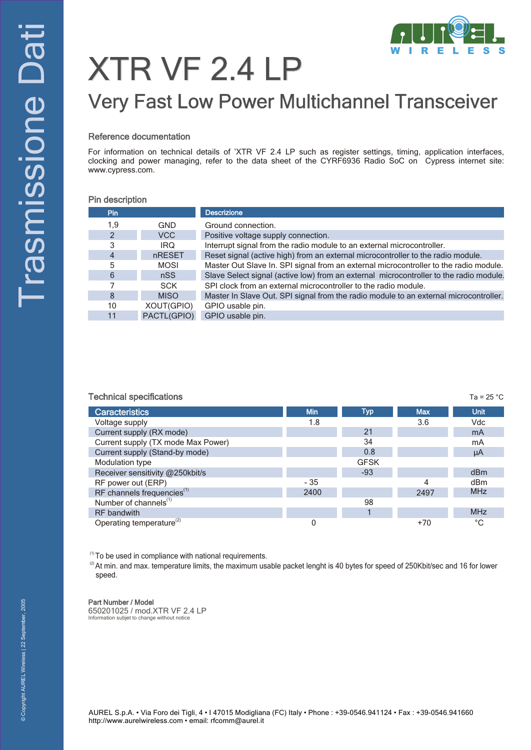# XTR VF 2.4 LP

## Very Fast Low Power Multichannel Transceiver

### Reference documentation

For information on technical details of 'XTR VF 2.4 LP such as register settings, timing, application interfaces, clocking and power managing, refer to the data sheet of the CYRF6936 Radio SoC on Cypress internet site: www.cypress.com.

### Pin description

| Pin | | Descrizione |
|---|---|---|
| 1,9 | GND | Ground connection. |
| 2 | VCC | Positive voltage supply connection. |
| 3 | IRQ | Interrupt signal from the radio module to an external microcontroller. |
| 4 | nRESET | Reset signal (active high) from an external microcontroller to the radio module. |
| 5 | MOSI | Master Out Slave In. SPI signal from an external microcontroller to the radio module. |
| 6 | nSS | Slave Select signal (active low) from an external microcontroller to the radio module. |
| 7 | SCK | SPI clock from an external microcontroller to the radio module. |
| 8 | MISO | Master In Slave Out. SPI signal from the radio module to an external microcontroller. |
| 10 | XOUT(GPIO) | GPIO usable pin. |
| 11 | PACTL(GPIO) | GPIO usable pin. |

### Technical specifications

Ta = 25 °C

| Caracteristics | Min | Typ | Max | Unit |
|---|---|---|---|---|
| Voltage supply | 1.8 | | 3.6 | Vdc |
| Current supply (RX mode) | | 21 | | mA |
| Current supply (TX mode Max Power) | | 34 | | mA |
| Current supply (Stand-by mode) | | 0.8 | | µA |
| Modulation type | | GFSK | | |
| Receiver sensitivity @250kbit/s | | -93 | | dBm |
| RF power out (ERP) | - 35 | | 4 | dBm |
| RF channels frequencies[1] | 2400 | | 2497 | MHz |
| Number of channels[1] | | 98 | | |
| RF bandwith | | 1 | | MHz |
| Operating temperature[2] | 0 | | +70 | °C |

[1] To be used in compliance with national requirements.

[2] At min. and max. temperature limits, the maximum usable packet lenght is 40 bytes for speed of 250Kbit/sec and 16 for lower speed.

**Part Number / Model**

650201025 / mod.XTR VF 2.4 LP

Information subjet to change without notice

AUREL S.p.A. • Via Foro dei Tigli, 4 • I 47015 Modigliana (FC) Italy • Phone : +39-0546.941124 • Fax : +39-0546.941660
http://www.aurelwireless.com • email: rfcomm@aurel.it